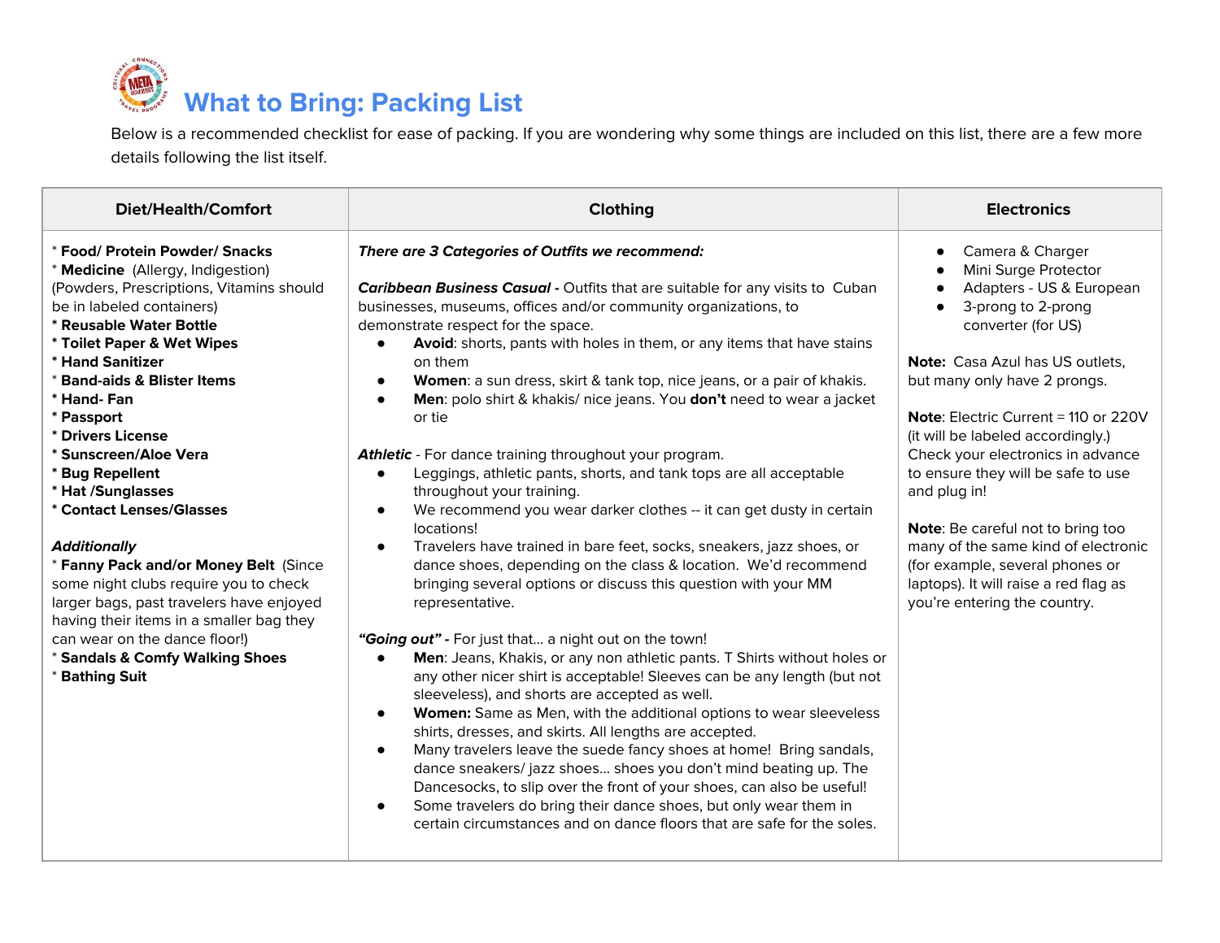# What to Bring: Packing List

Below is a recommended checklist for ease of packing. If you are wondering why some things are included on this list, there are a few more details following the list itself.

| Diet/Health/Comfort | Clothing | Electronics |
|---|---|---|
| * **Food/ Protein Powder/ Snacks**<br>* **Medicine** (Allergy, Indigestion) (Powders, Prescriptions, Vitamins should be in labeled containers)<br>* **Reusable Water Bottle**<br>* **Toilet Paper & Wet Wipes**<br>* **Hand Sanitizer**<br>* **Band-aids & Blister Items**<br>* **Hand- Fan**<br>* **Passport**<br>* **Drivers License**<br>* **Sunscreen/Aloe Vera**<br>* **Bug Repellent**<br>* **Hat /Sunglasses**<br>* **Contact Lenses/Glasses**<br><br>***Additionally***<br>* **Fanny Pack and/or Money Belt** (Since some night clubs require you to check larger bags, past travelers have enjoyed having their items in a smaller bag they can wear on the dance floor!)<br>* **Sandals & Comfy Walking Shoes**<br>* **Bathing Suit** | ***There are 3 Categories of Outfits we recommend:***<br><br>***Caribbean Business Casual -*** Outfits that are suitable for any visits to Cuban businesses, museums, offices and/or community organizations, to demonstrate respect for the space.<br>• **Avoid**: shorts, pants with holes in them, or any items that have stains on them<br>• **Women**: a sun dress, skirt & tank top, nice jeans, or a pair of khakis.<br>• **Men**: polo shirt & khakis/ nice jeans. You **don't** need to wear a jacket or tie<br><br>***Athletic*** - For dance training throughout your program.<br>• Leggings, athletic pants, shorts, and tank tops are all acceptable throughout your training.<br>• We recommend you wear darker clothes -- it can get dusty in certain locations!<br>• Travelers have trained in bare feet, socks, sneakers, jazz shoes, or dance shoes, depending on the class & location. We'd recommend bringing several options or discuss this question with your MM representative.<br><br>***"Going out" -*** For just that... a night out on the town!<br>• **Men**: Jeans, Khakis, or any non athletic pants. T Shirts without holes or any other nicer shirt is acceptable! Sleeves can be any length (but not sleeveless), and shorts are accepted as well.<br>• **Women:** Same as Men, with the additional options to wear sleeveless shirts, dresses, and skirts. All lengths are accepted.<br>• Many travelers leave the suede fancy shoes at home! Bring sandals, dance sneakers/ jazz shoes... shoes you don't mind beating up. The Dancesocks, to slip over the front of your shoes, can also be useful!<br>• Some travelers do bring their dance shoes, but only wear them in certain circumstances and on dance floors that are safe for the soles. | • Camera & Charger<br>• Mini Surge Protector<br>• Adapters - US & European<br>• 3-prong to 2-prong converter (for US)<br><br>**Note:** Casa Azul has US outlets, but many only have 2 prongs.<br><br>**Note**: Electric Current = 110 or 220V (it will be labeled accordingly.) Check your electronics in advance to ensure they will be safe to use and plug in!<br><br>**Note**: Be careful not to bring too many of the same kind of electronic (for example, several phones or laptops). It will raise a red flag as you're entering the country. |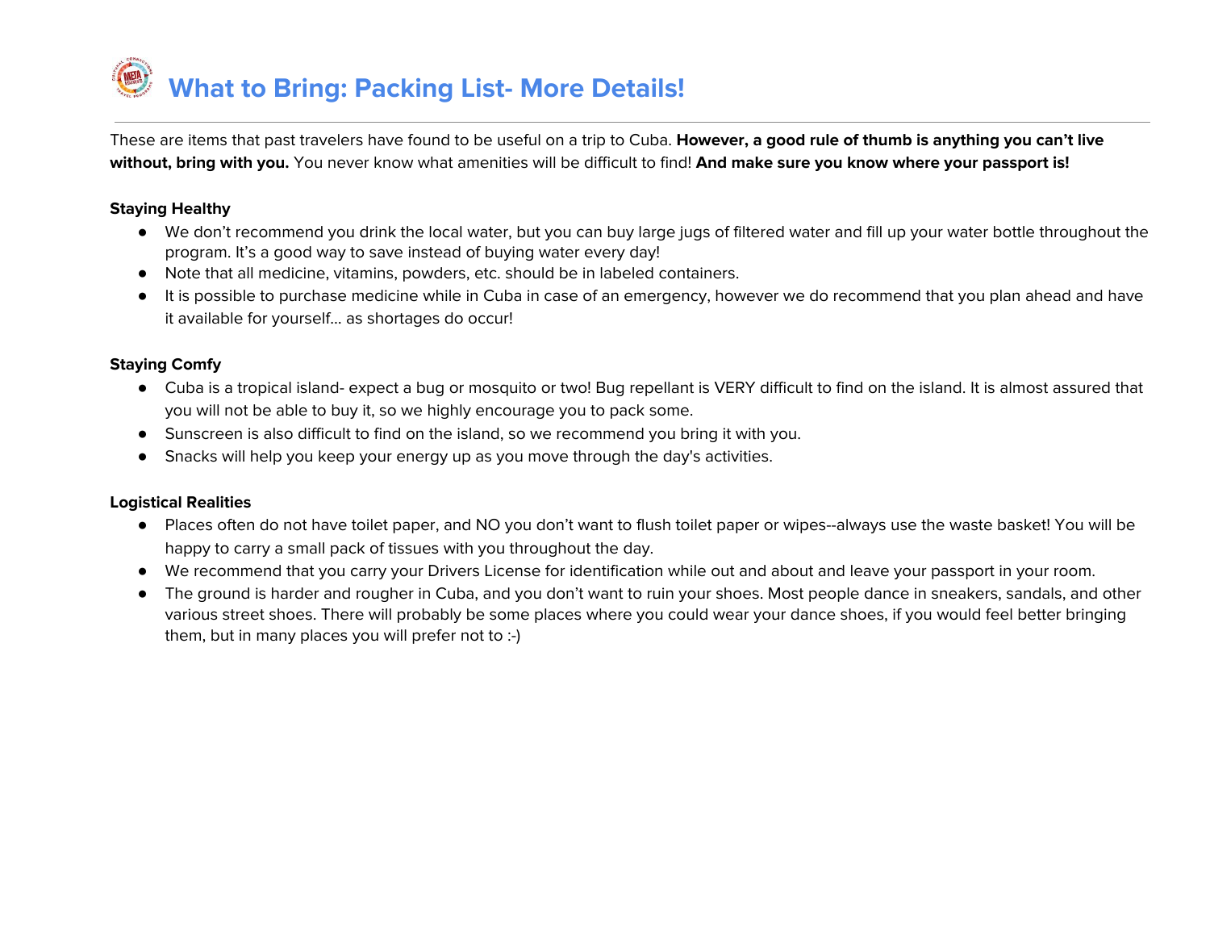# What to Bring: Packing List- More Details!

These are items that past travelers have found to be useful on a trip to Cuba. **However, a good rule of thumb is anything you can't live without, bring with you.** You never know what amenities will be difficult to find! **And make sure you know where your passport is!**

**Staying Healthy**

- We don't recommend you drink the local water, but you can buy large jugs of filtered water and fill up your water bottle throughout the program. It's a good way to save instead of buying water every day!
- Note that all medicine, vitamins, powders, etc. should be in labeled containers.
- It is possible to purchase medicine while in Cuba in case of an emergency, however we do recommend that you plan ahead and have it available for yourself… as shortages do occur!

**Staying Comfy**

- Cuba is a tropical island- expect a bug or mosquito or two! Bug repellant is VERY difficult to find on the island. It is almost assured that you will not be able to buy it, so we highly encourage you to pack some.
- Sunscreen is also difficult to find on the island, so we recommend you bring it with you.
- Snacks will help you keep your energy up as you move through the day's activities.

**Logistical Realities**

- Places often do not have toilet paper, and NO you don't want to flush toilet paper or wipes--always use the waste basket! You will be happy to carry a small pack of tissues with you throughout the day.
- We recommend that you carry your Drivers License for identification while out and about and leave your passport in your room.
- The ground is harder and rougher in Cuba, and you don't want to ruin your shoes. Most people dance in sneakers, sandals, and other various street shoes. There will probably be some places where you could wear your dance shoes, if you would feel better bringing them, but in many places you will prefer not to :-)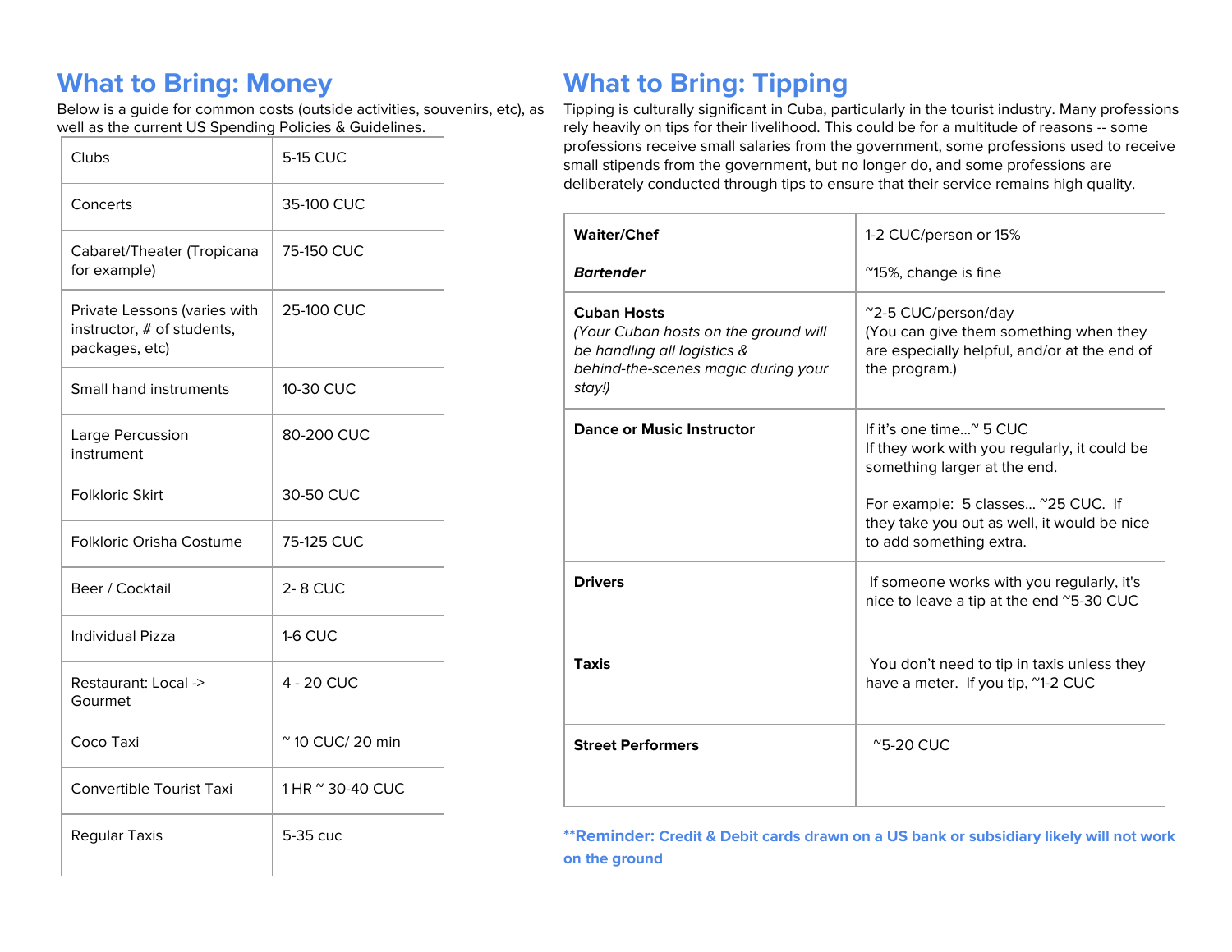## What to Bring: Money

Below is a guide for common costs (outside activities, souvenirs, etc), as well as the current US Spending Policies & Guidelines.

| | |
|---|---|
| Clubs | 5-15 CUC |
| Concerts | 35-100 CUC |
| Cabaret/Theater (Tropicana for example) | 75-150 CUC |
| Private Lessons (varies with instructor, # of students, packages, etc) | 25-100 CUC |
| Small hand instruments | 10-30 CUC |
| Large Percussion instrument | 80-200 CUC |
| Folkloric Skirt | 30-50 CUC |
| Folkloric Orisha Costume | 75-125 CUC |
| Beer / Cocktail | 2- 8 CUC |
| Individual Pizza | 1-6 CUC |
| Restaurant: Local -> Gourmet | 4 - 20 CUC |
| Coco Taxi | ~ 10 CUC/ 20 min |
| Convertible Tourist Taxi | 1 HR ~ 30-40 CUC |
| Regular Taxis | 5-35 cuc |

## What to Bring: Tipping

Tipping is culturally significant in Cuba, particularly in the tourist industry. Many professions rely heavily on tips for their livelihood. This could be for a multitude of reasons -- some professions receive small salaries from the government, some professions used to receive small stipends from the government, but no longer do, and some professions are deliberately conducted through tips to ensure that their service remains high quality.

| | |
|---|---|
| **Waiter/Chef**<br><br>***Bartender*** | 1-2 CUC/person or 15%<br><br>~15%, change is fine |
| **Cuban Hosts**<br>*(Your Cuban hosts on the ground will be handling all logistics & behind-the-scenes magic during your stay!)* | ~2-5 CUC/person/day<br>(You can give them something when they are especially helpful, and/or at the end of the program.) |
| **Dance or Music Instructor** | If it's one time...~ 5 CUC<br>If they work with you regularly, it could be something larger at the end.<br><br>For example: 5 classes... ~25 CUC. If they take you out as well, it would be nice to add something extra. |
| **Drivers** | If someone works with you regularly, it's nice to leave a tip at the end ~5-30 CUC |
| **Taxis** | You don't need to tip in taxis unless they have a meter. If you tip, ~1-2 CUC |
| **Street Performers** | ~5-20 CUC |

****Reminder: Credit & Debit cards drawn on a US bank or subsidiary likely will not work on the ground**